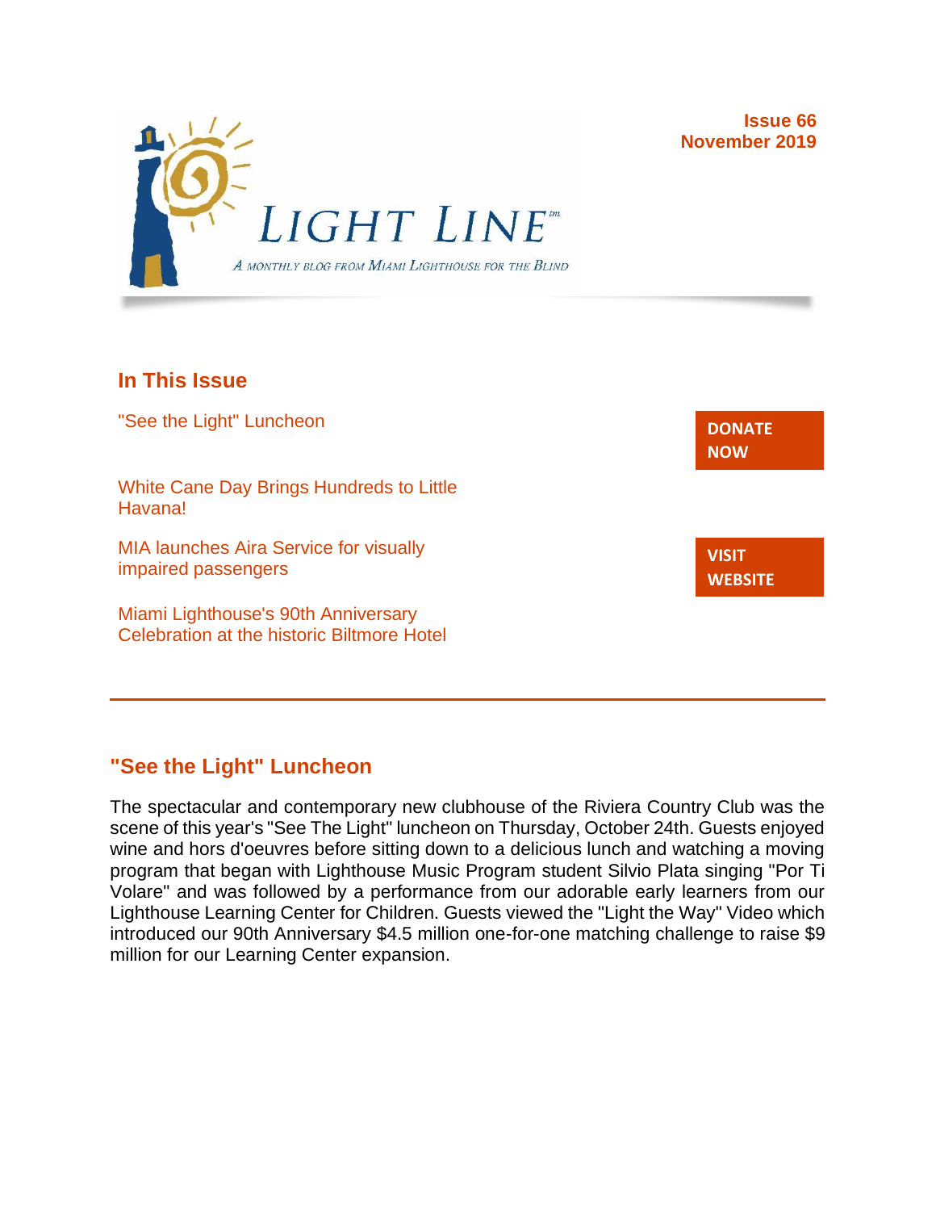LIGHT LINE™

*A monthly blog from Miami Lighthouse for the Blind*

**Issue 66**
**November 2019**

## In This Issue

"See the Light" Luncheon

White Cane Day Brings Hundreds to Little Havana!

MIA launches Aira Service for visually impaired passengers

Miami Lighthouse's 90th Anniversary Celebration at the historic Biltmore Hotel

**DONATE NOW**

**VISIT WEBSITE**

---

## "See the Light" Luncheon

The spectacular and contemporary new clubhouse of the Riviera Country Club was the scene of this year's "See The Light" luncheon on Thursday, October 24th. Guests enjoyed wine and hors d'oeuvres before sitting down to a delicious lunch and watching a moving program that began with Lighthouse Music Program student Silvio Plata singing "Por Ti Volare" and was followed by a performance from our adorable early learners from our Lighthouse Learning Center for Children. Guests viewed the "Light the Way" Video which introduced our 90th Anniversary $4.5 million one-for-one matching challenge to raise $9 million for our Learning Center expansion.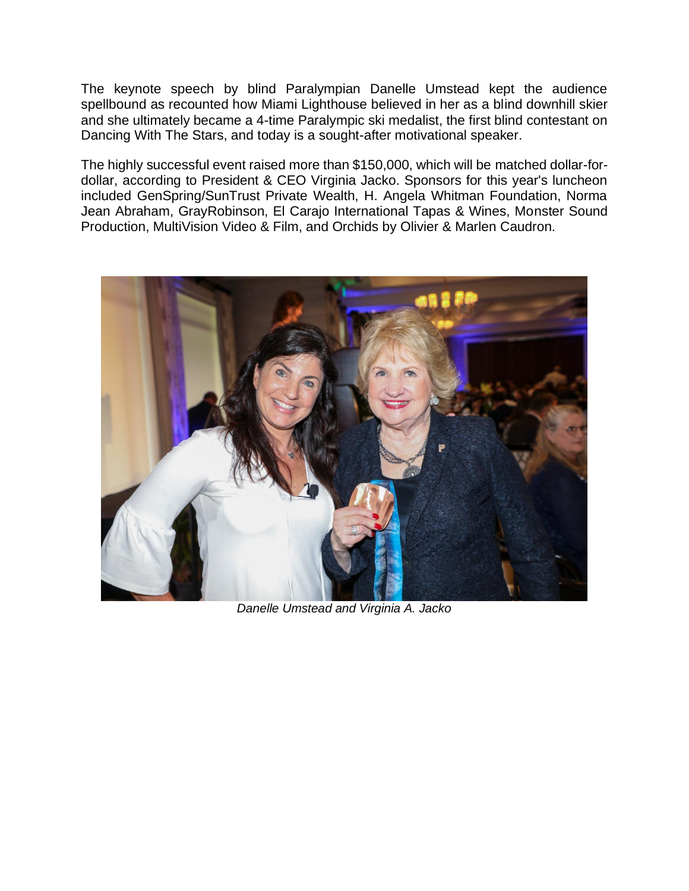The keynote speech by blind Paralympian Danelle Umstead kept the audience spellbound as recounted how Miami Lighthouse believed in her as a blind downhill skier and she ultimately became a 4-time Paralympic ski medalist, the first blind contestant on Dancing With The Stars, and today is a sought-after motivational speaker.

The highly successful event raised more than $150,000, which will be matched dollar-for-dollar, according to President & CEO Virginia Jacko. Sponsors for this year's luncheon included GenSpring/SunTrust Private Wealth, H. Angela Whitman Foundation, Norma Jean Abraham, GrayRobinson, El Carajo International Tapas & Wines, Monster Sound Production, MultiVision Video & Film, and Orchids by Olivier & Marlen Caudron.

*Danelle Umstead and Virginia A. Jacko*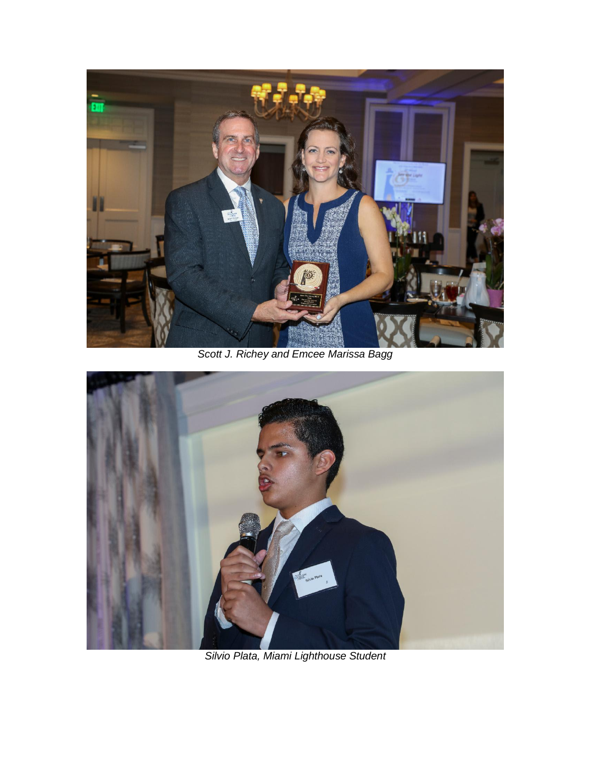*Scott J. Richey and Emcee Marissa Bagg*

*Silvio Plata, Miami Lighthouse Student*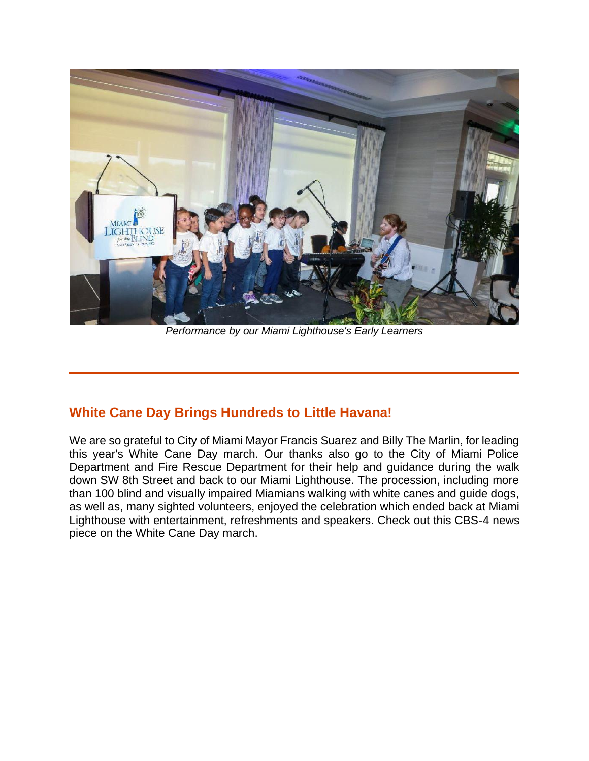*Performance by our Miami Lighthouse's Early Learners*

---

## White Cane Day Brings Hundreds to Little Havana!

We are so grateful to City of Miami Mayor Francis Suarez and Billy The Marlin, for leading this year's White Cane Day march. Our thanks also go to the City of Miami Police Department and Fire Rescue Department for their help and guidance during the walk down SW 8th Street and back to our Miami Lighthouse. The procession, including more than 100 blind and visually impaired Miamians walking with white canes and guide dogs, as well as, many sighted volunteers, enjoyed the celebration which ended back at Miami Lighthouse with entertainment, refreshments and speakers. Check out this CBS-4 news piece on the White Cane Day march.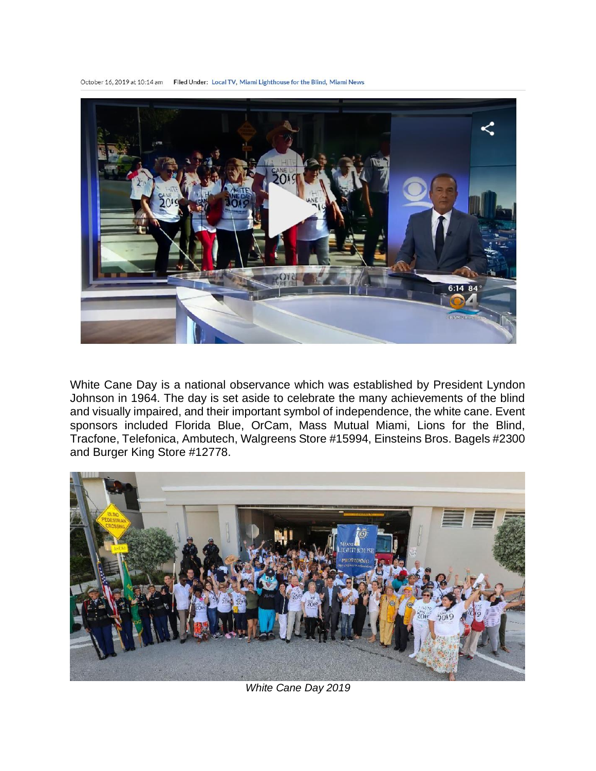October 16, 2019 at 10:14 am Filed Under: Local TV, Miami Lighthouse for the Blind, Miami News

White Cane Day is a national observance which was established by President Lyndon Johnson in 1964. The day is set aside to celebrate the many achievements of the blind and visually impaired, and their important symbol of independence, the white cane. Event sponsors included Florida Blue, OrCam, Mass Mutual Miami, Lions for the Blind, Tracfone, Telefonica, Ambutech, Walgreens Store #15994, Einsteins Bros. Bagels #2300 and Burger King Store #12778.

*White Cane Day 2019*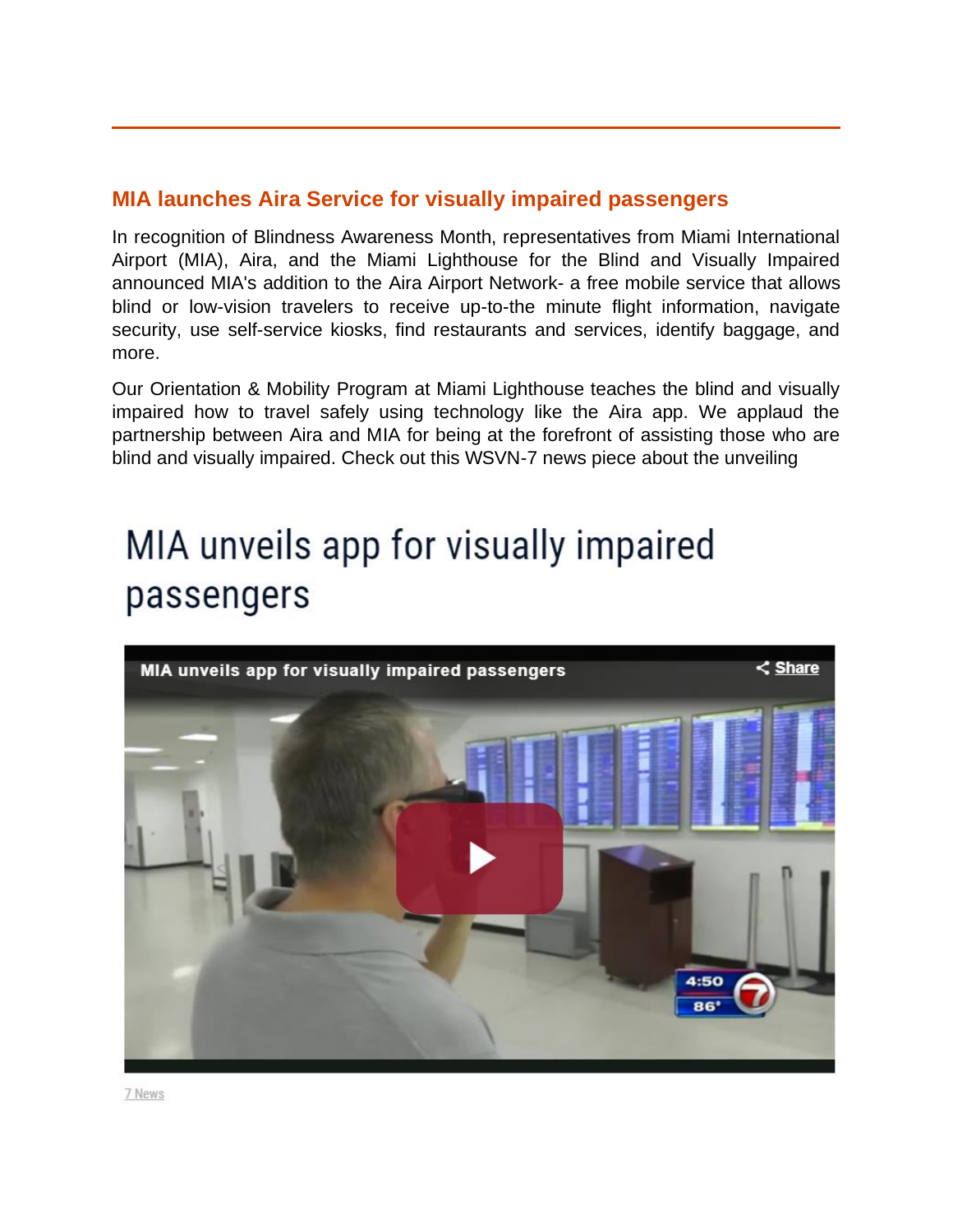## MIA launches Aira Service for visually impaired passengers

In recognition of Blindness Awareness Month, representatives from Miami International Airport (MIA), Aira, and the Miami Lighthouse for the Blind and Visually Impaired announced MIA's addition to the Aira Airport Network- a free mobile service that allows blind or low-vision travelers to receive up-to-the minute flight information, navigate security, use self-service kiosks, find restaurants and services, identify baggage, and more.

Our Orientation & Mobility Program at Miami Lighthouse teaches the blind and visually impaired how to travel safely using technology like the Aira app. We applaud the partnership between Aira and MIA for being at the forefront of assisting those who are blind and visually impaired. Check out this WSVN-7 news piece about the unveiling

# MIA unveils app for visually impaired passengers

7 News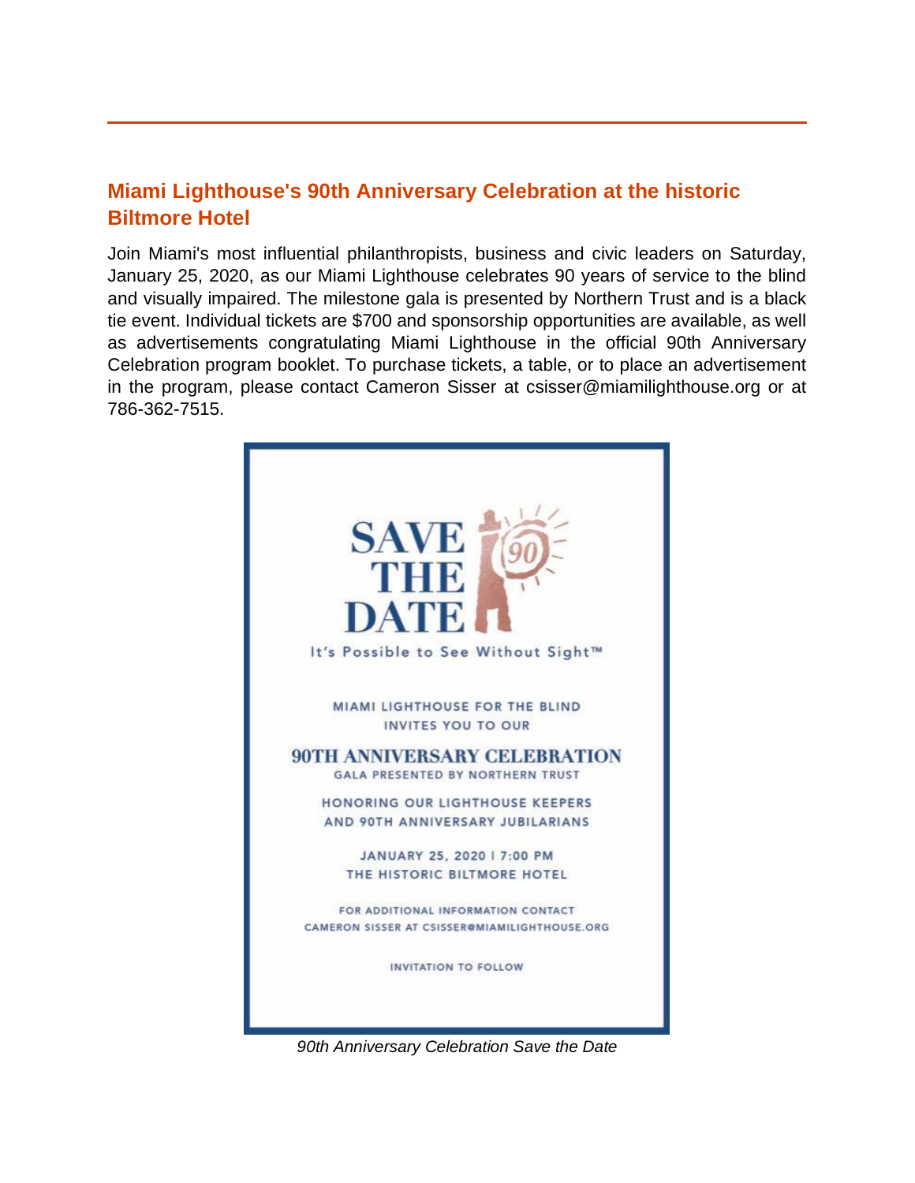## Miami Lighthouse's 90th Anniversary Celebration at the historic Biltmore Hotel

Join Miami's most influential philanthropists, business and civic leaders on Saturday, January 25, 2020, as our Miami Lighthouse celebrates 90 years of service to the blind and visually impaired. The milestone gala is presented by Northern Trust and is a black tie event. Individual tickets are $700 and sponsorship opportunities are available, as well as advertisements congratulating Miami Lighthouse in the official 90th Anniversary Celebration program booklet. To purchase tickets, a table, or to place an advertisement in the program, please contact Cameron Sisser at csisser@miamilighthouse.org or at 786-362-7515.

SAVE THE DATE

It's Possible to See Without Sight™

MIAMI LIGHTHOUSE FOR THE BLIND INVITES YOU TO OUR

90TH ANNIVERSARY CELEBRATION

GALA PRESENTED BY NORTHERN TRUST

HONORING OUR LIGHTHOUSE KEEPERS AND 90TH ANNIVERSARY JUBILARIANS

JANUARY 25, 2020 | 7:00 PM

THE HISTORIC BILTMORE HOTEL

FOR ADDITIONAL INFORMATION CONTACT CAMERON SISSER AT CSISSER@MIAMILIGHTHOUSE.ORG

INVITATION TO FOLLOW

*90th Anniversary Celebration Save the Date*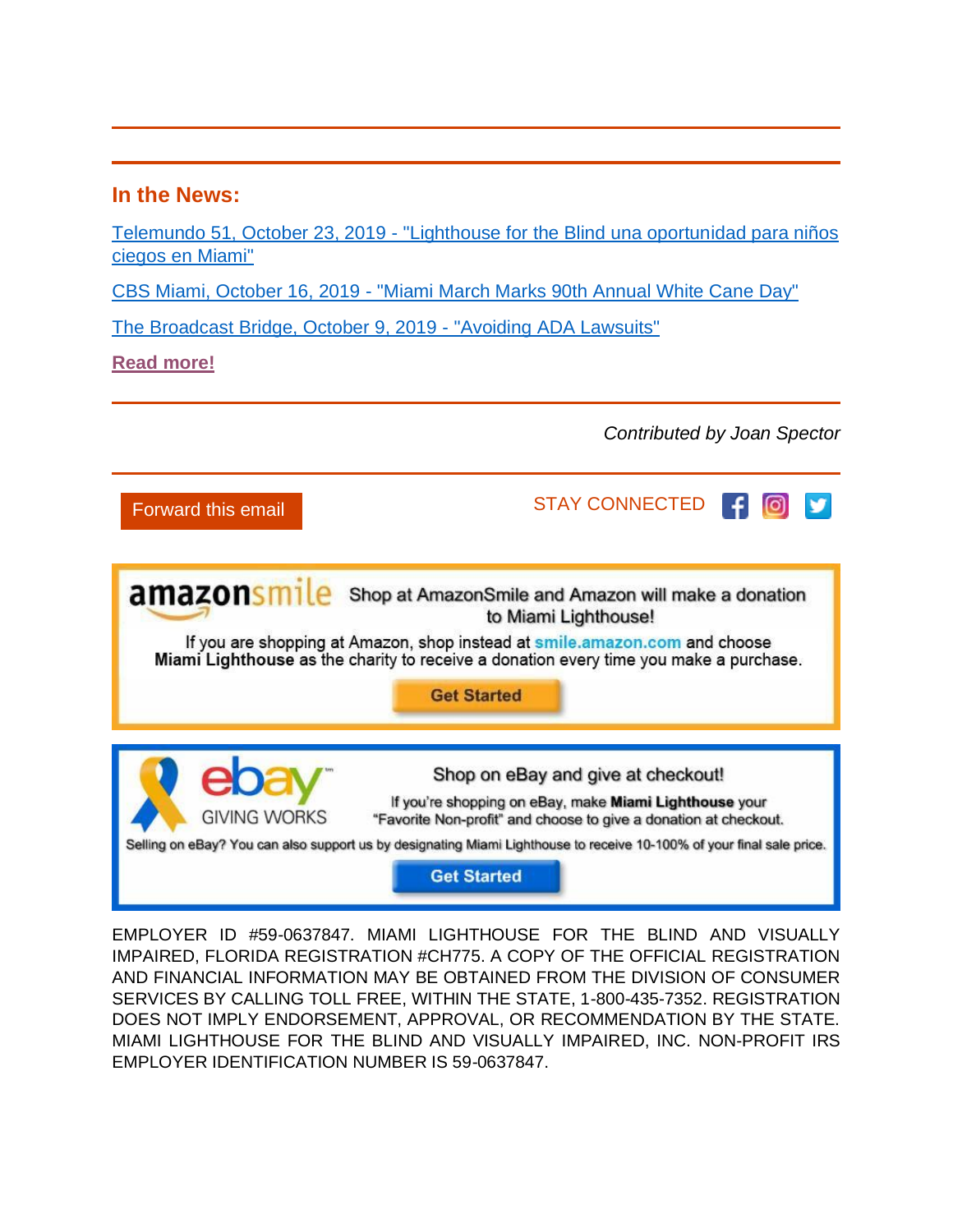## In the News:

Telemundo 51, October 23, 2019 - "Lighthouse for the Blind una oportunidad para niños ciegos en Miami"

CBS Miami, October 16, 2019 - "Miami March Marks 90th Annual White Cane Day"

The Broadcast Bridge, October 9, 2019 - "Avoiding ADA Lawsuits"

**Read more!**

*Contributed by Joan Spector*

Forward this email

STAY CONNECTED

amazonsmile Shop at AmazonSmile and Amazon will make a donation to Miami Lighthouse!

If you are shopping at Amazon, shop instead at smile.amazon.com and choose **Miami Lighthouse** as the charity to receive a donation every time you make a purchase.

Get Started

ebay GIVING WORKS

Shop on eBay and give at checkout!

If you're shopping on eBay, make **Miami Lighthouse** your "Favorite Non-profit" and choose to give a donation at checkout.

Selling on eBay? You can also support us by designating Miami Lighthouse to receive 10-100% of your final sale price.

Get Started

EMPLOYER ID #59-0637847. MIAMI LIGHTHOUSE FOR THE BLIND AND VISUALLY IMPAIRED, FLORIDA REGISTRATION #CH775. A COPY OF THE OFFICIAL REGISTRATION AND FINANCIAL INFORMATION MAY BE OBTAINED FROM THE DIVISION OF CONSUMER SERVICES BY CALLING TOLL FREE, WITHIN THE STATE, 1-800-435-7352. REGISTRATION DOES NOT IMPLY ENDORSEMENT, APPROVAL, OR RECOMMENDATION BY THE STATE. MIAMI LIGHTHOUSE FOR THE BLIND AND VISUALLY IMPAIRED, INC. NON-PROFIT IRS EMPLOYER IDENTIFICATION NUMBER IS 59-0637847.